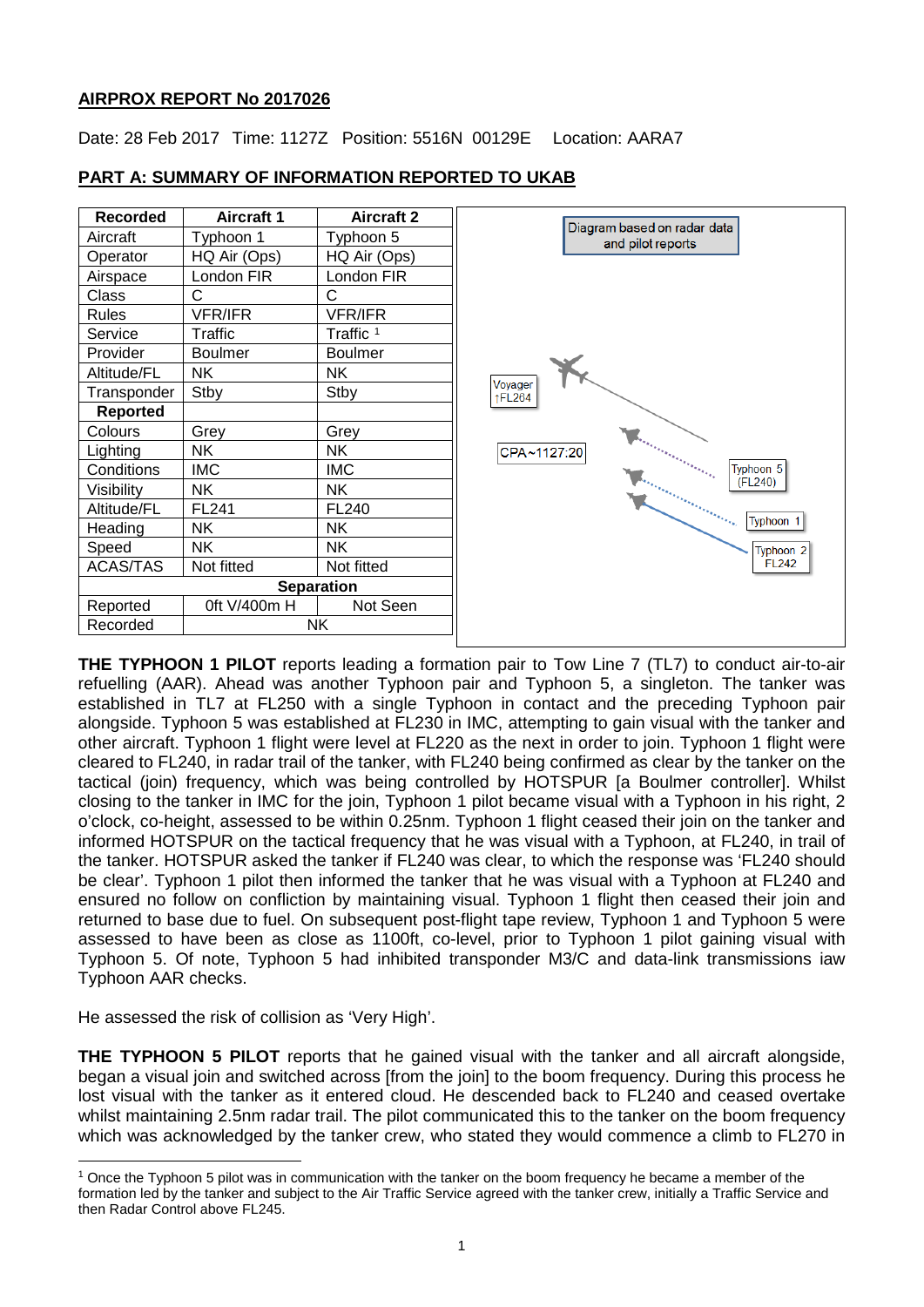## AIRPROX REPORT No 2017026

Date: 28 Feb 2017 Time: 1127Z Position: 5516N 00129E Location: AARA7

## PART A: SUMMARY OF INFORMATION REPORTED TO UKAB

| Recorded | Aircraft 1 | Aircraft 2 |
|---|---|---|
| Aircraft | Typhoon 1 | Typhoon 5 |
| Operator | HQ Air (Ops) | HQ Air (Ops) |
| Airspace | London FIR | London FIR |
| Class | C | C |
| Rules | VFR/IFR | VFR/IFR |
| Service | Traffic | Traffic [1] |
| Provider | Boulmer | Boulmer |
| Altitude/FL | NK | NK |
| Transponder | Stby | Stby |
| **Reported** | | |
| Colours | Grey | Grey |
| Lighting | NK | NK |
| Conditions | IMC | IMC |
| Visibility | NK | NK |
| Altitude/FL | FL241 | FL240 |
| Heading | NK | NK |
| Speed | NK | NK |
| ACAS/TAS | Not fitted | Not fitted |
| **Separation** | | |
| Reported | 0ft V/400m H | Not Seen |
| Recorded | NK | |

Diagram based on radar data and pilot reports

Voyager ↑FL264

CPA~1127:20

Typhoon 5 (FL240)

Typhoon 1

Typhoon 2 FL242

**THE TYPHOON 1 PILOT** reports leading a formation pair to Tow Line 7 (TL7) to conduct air-to-air refuelling (AAR). Ahead was another Typhoon pair and Typhoon 5, a singleton. The tanker was established in TL7 at FL250 with a single Typhoon in contact and the preceding Typhoon pair alongside. Typhoon 5 was established at FL230 in IMC, attempting to gain visual with the tanker and other aircraft. Typhoon 1 flight were level at FL220 as the next in order to join. Typhoon 1 flight were cleared to FL240, in radar trail of the tanker, with FL240 being confirmed as clear by the tanker on the tactical (join) frequency, which was being controlled by HOTSPUR [a Boulmer controller]. Whilst closing to the tanker in IMC for the join, Typhoon 1 pilot became visual with a Typhoon in his right, 2 o'clock, co-height, assessed to be within 0.25nm. Typhoon 1 flight ceased their join on the tanker and informed HOTSPUR on the tactical frequency that he was visual with a Typhoon, at FL240, in trail of the tanker. HOTSPUR asked the tanker if FL240 was clear, to which the response was 'FL240 should be clear'. Typhoon 1 pilot then informed the tanker that he was visual with a Typhoon at FL240 and ensured no follow on confliction by maintaining visual. Typhoon 1 flight then ceased their join and returned to base due to fuel. On subsequent post-flight tape review, Typhoon 1 and Typhoon 5 were assessed to have been as close as 1100ft, co-level, prior to Typhoon 1 pilot gaining visual with Typhoon 5. Of note, Typhoon 5 had inhibited transponder M3/C and data-link transmissions iaw Typhoon AAR checks.

He assessed the risk of collision as 'Very High'.

**THE TYPHOON 5 PILOT** reports that he gained visual with the tanker and all aircraft alongside, began a visual join and switched across [from the join] to the boom frequency. During this process he lost visual with the tanker as it entered cloud. He descended back to FL240 and ceased overtake whilst maintaining 2.5nm radar trail. The pilot communicated this to the tanker on the boom frequency which was acknowledged by the tanker crew, who stated they would commence a climb to FL270 in

[1] Once the Typhoon 5 pilot was in communication with the tanker on the boom frequency he became a member of the formation led by the tanker and subject to the Air Traffic Service agreed with the tanker crew, initially a Traffic Service and then Radar Control above FL245.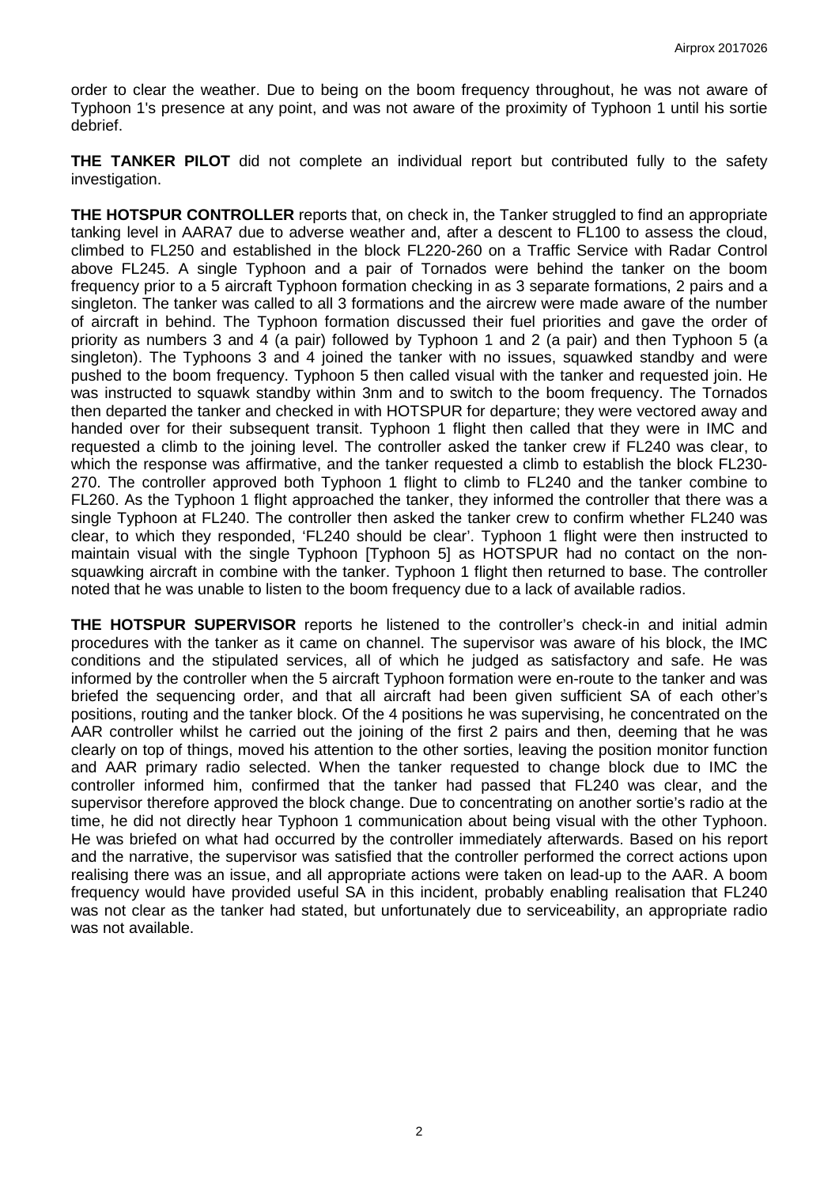order to clear the weather. Due to being on the boom frequency throughout, he was not aware of Typhoon 1's presence at any point, and was not aware of the proximity of Typhoon 1 until his sortie debrief.

**THE TANKER PILOT** did not complete an individual report but contributed fully to the safety investigation.

**THE HOTSPUR CONTROLLER** reports that, on check in, the Tanker struggled to find an appropriate tanking level in AARA7 due to adverse weather and, after a descent to FL100 to assess the cloud, climbed to FL250 and established in the block FL220-260 on a Traffic Service with Radar Control above FL245. A single Typhoon and a pair of Tornados were behind the tanker on the boom frequency prior to a 5 aircraft Typhoon formation checking in as 3 separate formations, 2 pairs and a singleton. The tanker was called to all 3 formations and the aircrew were made aware of the number of aircraft in behind. The Typhoon formation discussed their fuel priorities and gave the order of priority as numbers 3 and 4 (a pair) followed by Typhoon 1 and 2 (a pair) and then Typhoon 5 (a singleton). The Typhoons 3 and 4 joined the tanker with no issues, squawked standby and were pushed to the boom frequency. Typhoon 5 then called visual with the tanker and requested join. He was instructed to squawk standby within 3nm and to switch to the boom frequency. The Tornados then departed the tanker and checked in with HOTSPUR for departure; they were vectored away and handed over for their subsequent transit. Typhoon 1 flight then called that they were in IMC and requested a climb to the joining level. The controller asked the tanker crew if FL240 was clear, to which the response was affirmative, and the tanker requested a climb to establish the block FL230-270. The controller approved both Typhoon 1 flight to climb to FL240 and the tanker combine to FL260. As the Typhoon 1 flight approached the tanker, they informed the controller that there was a single Typhoon at FL240. The controller then asked the tanker crew to confirm whether FL240 was clear, to which they responded, 'FL240 should be clear'. Typhoon 1 flight were then instructed to maintain visual with the single Typhoon [Typhoon 5] as HOTSPUR had no contact on the non-squawking aircraft in combine with the tanker. Typhoon 1 flight then returned to base. The controller noted that he was unable to listen to the boom frequency due to a lack of available radios.

**THE HOTSPUR SUPERVISOR** reports he listened to the controller's check-in and initial admin procedures with the tanker as it came on channel. The supervisor was aware of his block, the IMC conditions and the stipulated services, all of which he judged as satisfactory and safe. He was informed by the controller when the 5 aircraft Typhoon formation were en-route to the tanker and was briefed the sequencing order, and that all aircraft had been given sufficient SA of each other's positions, routing and the tanker block. Of the 4 positions he was supervising, he concentrated on the AAR controller whilst he carried out the joining of the first 2 pairs and then, deeming that he was clearly on top of things, moved his attention to the other sorties, leaving the position monitor function and AAR primary radio selected. When the tanker requested to change block due to IMC the controller informed him, confirmed that the tanker had passed that FL240 was clear, and the supervisor therefore approved the block change. Due to concentrating on another sortie's radio at the time, he did not directly hear Typhoon 1 communication about being visual with the other Typhoon. He was briefed on what had occurred by the controller immediately afterwards. Based on his report and the narrative, the supervisor was satisfied that the controller performed the correct actions upon realising there was an issue, and all appropriate actions were taken on lead-up to the AAR. A boom frequency would have provided useful SA in this incident, probably enabling realisation that FL240 was not clear as the tanker had stated, but unfortunately due to serviceability, an appropriate radio was not available.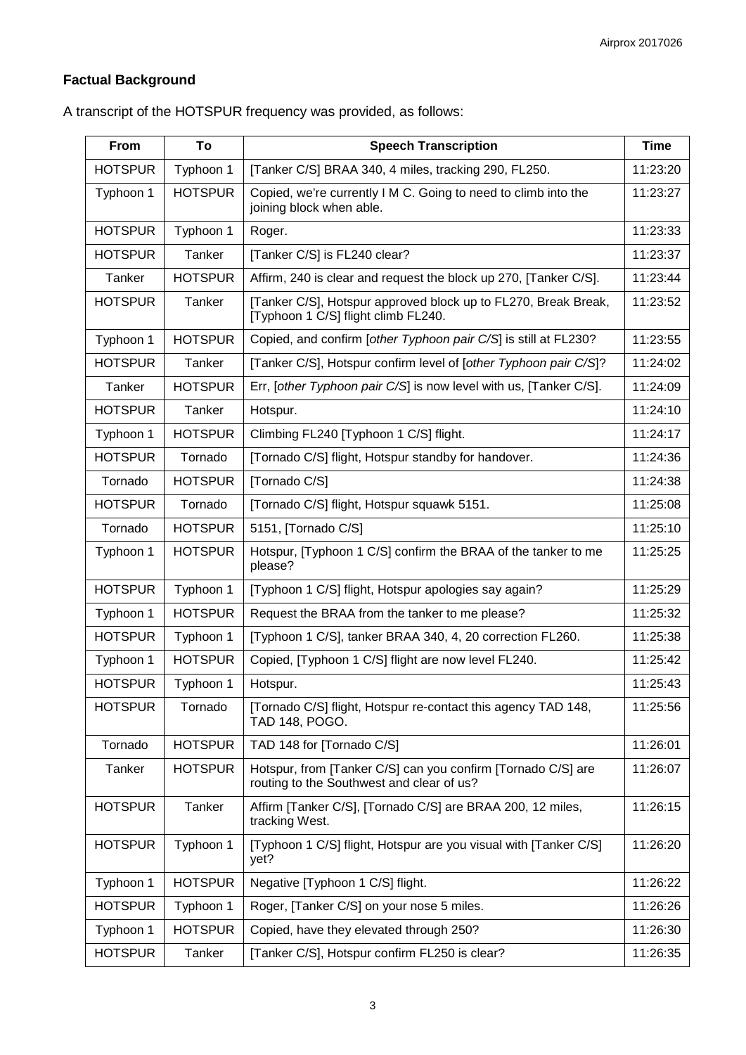## Factual Background

A transcript of the HOTSPUR frequency was provided, as follows:

| From | To | Speech Transcription | Time |
|---|---|---|---|
| HOTSPUR | Typhoon 1 | [Tanker C/S] BRAA 340, 4 miles, tracking 290, FL250. | 11:23:20 |
| Typhoon 1 | HOTSPUR | Copied, we're currently I M C. Going to need to climb into the joining block when able. | 11:23:27 |
| HOTSPUR | Typhoon 1 | Roger. | 11:23:33 |
| HOTSPUR | Tanker | [Tanker C/S] is FL240 clear? | 11:23:37 |
| Tanker | HOTSPUR | Affirm, 240 is clear and request the block up 270, [Tanker C/S]. | 11:23:44 |
| HOTSPUR | Tanker | [Tanker C/S], Hotspur approved block up to FL270, Break Break, [Typhoon 1 C/S] flight climb FL240. | 11:23:52 |
| Typhoon 1 | HOTSPUR | Copied, and confirm [*other Typhoon pair C/S*] is still at FL230? | 11:23:55 |
| HOTSPUR | Tanker | [Tanker C/S], Hotspur confirm level of [*other Typhoon pair C/S*]? | 11:24:02 |
| Tanker | HOTSPUR | Err, [*other Typhoon pair C/S*] is now level with us, [Tanker C/S]. | 11:24:09 |
| HOTSPUR | Tanker | Hotspur. | 11:24:10 |
| Typhoon 1 | HOTSPUR | Climbing FL240 [Typhoon 1 C/S] flight. | 11:24:17 |
| HOTSPUR | Tornado | [Tornado C/S] flight, Hotspur standby for handover. | 11:24:36 |
| Tornado | HOTSPUR | [Tornado C/S] | 11:24:38 |
| HOTSPUR | Tornado | [Tornado C/S] flight, Hotspur squawk 5151. | 11:25:08 |
| Tornado | HOTSPUR | 5151, [Tornado C/S] | 11:25:10 |
| Typhoon 1 | HOTSPUR | Hotspur, [Typhoon 1 C/S] confirm the BRAA of the tanker to me please? | 11:25:25 |
| HOTSPUR | Typhoon 1 | [Typhoon 1 C/S] flight, Hotspur apologies say again? | 11:25:29 |
| Typhoon 1 | HOTSPUR | Request the BRAA from the tanker to me please? | 11:25:32 |
| HOTSPUR | Typhoon 1 | [Typhoon 1 C/S], tanker BRAA 340, 4, 20 correction FL260. | 11:25:38 |
| Typhoon 1 | HOTSPUR | Copied, [Typhoon 1 C/S] flight are now level FL240. | 11:25:42 |
| HOTSPUR | Typhoon 1 | Hotspur. | 11:25:43 |
| HOTSPUR | Tornado | [Tornado C/S] flight, Hotspur re-contact this agency TAD 148, TAD 148, POGO. | 11:25:56 |
| Tornado | HOTSPUR | TAD 148 for [Tornado C/S] | 11:26:01 |
| Tanker | HOTSPUR | Hotspur, from [Tanker C/S] can you confirm [Tornado C/S] are routing to the Southwest and clear of us? | 11:26:07 |
| HOTSPUR | Tanker | Affirm [Tanker C/S], [Tornado C/S] are BRAA 200, 12 miles, tracking West. | 11:26:15 |
| HOTSPUR | Typhoon 1 | [Typhoon 1 C/S] flight, Hotspur are you visual with [Tanker C/S] yet? | 11:26:20 |
| Typhoon 1 | HOTSPUR | Negative [Typhoon 1 C/S] flight. | 11:26:22 |
| HOTSPUR | Typhoon 1 | Roger, [Tanker C/S] on your nose 5 miles. | 11:26:26 |
| Typhoon 1 | HOTSPUR | Copied, have they elevated through 250? | 11:26:30 |
| HOTSPUR | Tanker | [Tanker C/S], Hotspur confirm FL250 is clear? | 11:26:35 |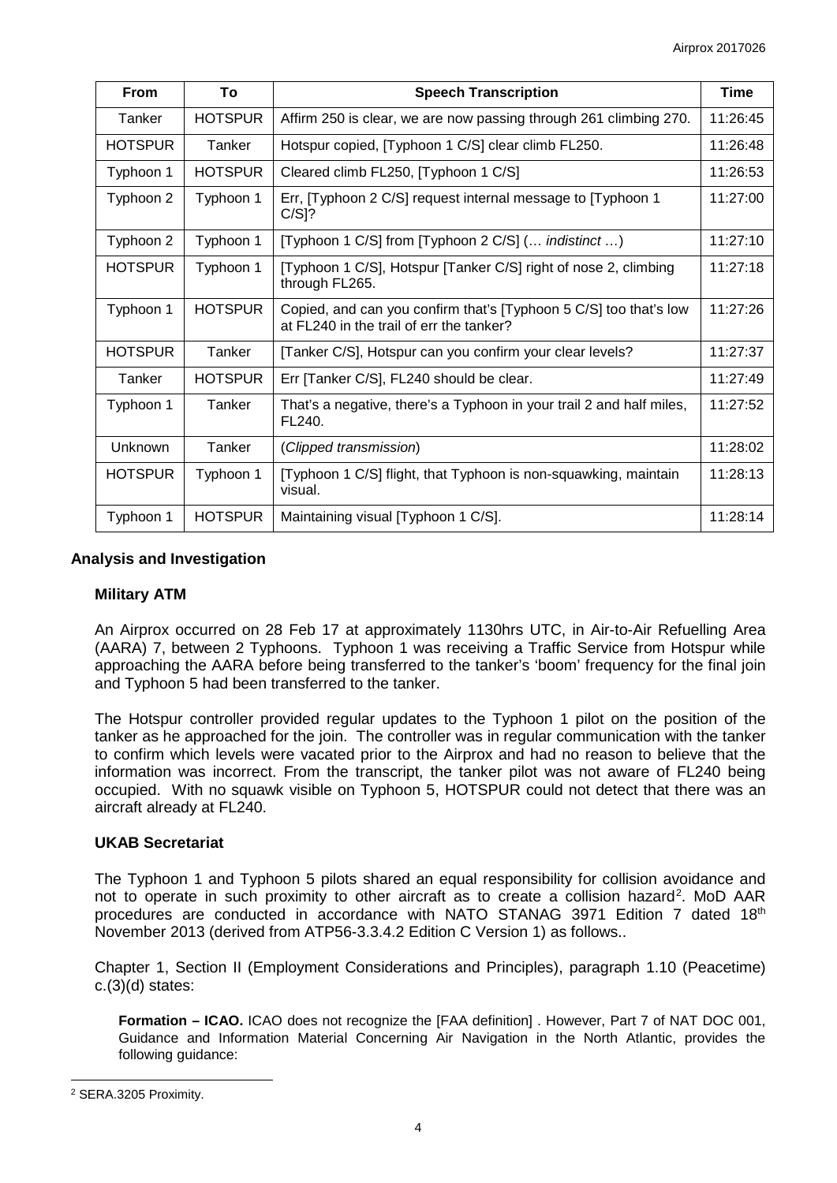| From | To | Speech Transcription | Time |
|---|---|---|---|
| Tanker | HOTSPUR | Affirm 250 is clear, we are now passing through 261 climbing 270. | 11:26:45 |
| HOTSPUR | Tanker | Hotspur copied, [Typhoon 1 C/S] clear climb FL250. | 11:26:48 |
| Typhoon 1 | HOTSPUR | Cleared climb FL250, [Typhoon 1 C/S] | 11:26:53 |
| Typhoon 2 | Typhoon 1 | Err, [Typhoon 2 C/S] request internal message to [Typhoon 1 C/S]? | 11:27:00 |
| Typhoon 2 | Typhoon 1 | [Typhoon 1 C/S] from [Typhoon 2 C/S] (… *indistinct* …) | 11:27:10 |
| HOTSPUR | Typhoon 1 | [Typhoon 1 C/S], Hotspur [Tanker C/S] right of nose 2, climbing through FL265. | 11:27:18 |
| Typhoon 1 | HOTSPUR | Copied, and can you confirm that's [Typhoon 5 C/S] too that's low at FL240 in the trail of err the tanker? | 11:27:26 |
| HOTSPUR | Tanker | [Tanker C/S], Hotspur can you confirm your clear levels? | 11:27:37 |
| Tanker | HOTSPUR | Err [Tanker C/S], FL240 should be clear. | 11:27:49 |
| Typhoon 1 | Tanker | That's a negative, there's a Typhoon in your trail 2 and half miles, FL240. | 11:27:52 |
| Unknown | Tanker | (*Clipped transmission*) | 11:28:02 |
| HOTSPUR | Typhoon 1 | [Typhoon 1 C/S] flight, that Typhoon is non-squawking, maintain visual. | 11:28:13 |
| Typhoon 1 | HOTSPUR | Maintaining visual [Typhoon 1 C/S]. | 11:28:14 |

## Analysis and Investigation

### Military ATM

An Airprox occurred on 28 Feb 17 at approximately 1130hrs UTC, in Air-to-Air Refuelling Area (AARA) 7, between 2 Typhoons. Typhoon 1 was receiving a Traffic Service from Hotspur while approaching the AARA before being transferred to the tanker's 'boom' frequency for the final join and Typhoon 5 had been transferred to the tanker.

The Hotspur controller provided regular updates to the Typhoon 1 pilot on the position of the tanker as he approached for the join. The controller was in regular communication with the tanker to confirm which levels were vacated prior to the Airprox and had no reason to believe that the information was incorrect. From the transcript, the tanker pilot was not aware of FL240 being occupied. With no squawk visible on Typhoon 5, HOTSPUR could not detect that there was an aircraft already at FL240.

### UKAB Secretariat

The Typhoon 1 and Typhoon 5 pilots shared an equal responsibility for collision avoidance and not to operate in such proximity to other aircraft as to create a collision hazard[2]. MoD AAR procedures are conducted in accordance with NATO STANAG 3971 Edition 7 dated 18th November 2013 (derived from ATP56-3.3.4.2 Edition C Version 1) as follows..

Chapter 1, Section II (Employment Considerations and Principles), paragraph 1.10 (Peacetime) c.(3)(d) states:

> **Formation – ICAO.** ICAO does not recognize the [FAA definition] . However, Part 7 of NAT DOC 001, Guidance and Information Material Concerning Air Navigation in the North Atlantic, provides the following guidance:

[2] SERA.3205 Proximity.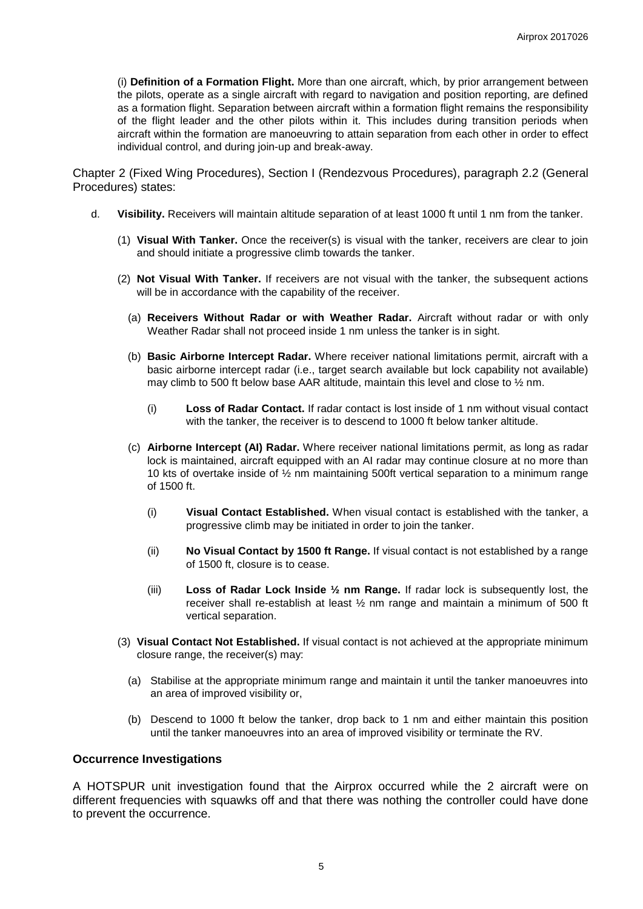(i) **Definition of a Formation Flight.** More than one aircraft, which, by prior arrangement between the pilots, operate as a single aircraft with regard to navigation and position reporting, are defined as a formation flight. Separation between aircraft within a formation flight remains the responsibility of the flight leader and the other pilots within it. This includes during transition periods when aircraft within the formation are manoeuvring to attain separation from each other in order to effect individual control, and during join-up and break-away.

Chapter 2 (Fixed Wing Procedures), Section I (Rendezvous Procedures), paragraph 2.2 (General Procedures) states:

d. **Visibility.** Receivers will maintain altitude separation of at least 1000 ft until 1 nm from the tanker.

   (1) **Visual With Tanker.** Once the receiver(s) is visual with the tanker, receivers are clear to join and should initiate a progressive climb towards the tanker.

   (2) **Not Visual With Tanker.** If receivers are not visual with the tanker, the subsequent actions will be in accordance with the capability of the receiver.

      (a) **Receivers Without Radar or with Weather Radar.** Aircraft without radar or with only Weather Radar shall not proceed inside 1 nm unless the tanker is in sight.

      (b) **Basic Airborne Intercept Radar.** Where receiver national limitations permit, aircraft with a basic airborne intercept radar (i.e., target search available but lock capability not available) may climb to 500 ft below base AAR altitude, maintain this level and close to ½ nm.

         (i) **Loss of Radar Contact.** If radar contact is lost inside of 1 nm without visual contact with the tanker, the receiver is to descend to 1000 ft below tanker altitude.

      (c) **Airborne Intercept (AI) Radar.** Where receiver national limitations permit, as long as radar lock is maintained, aircraft equipped with an AI radar may continue closure at no more than 10 kts of overtake inside of ½ nm maintaining 500ft vertical separation to a minimum range of 1500 ft.

         (i) **Visual Contact Established.** When visual contact is established with the tanker, a progressive climb may be initiated in order to join the tanker.

         (ii) **No Visual Contact by 1500 ft Range.** If visual contact is not established by a range of 1500 ft, closure is to cease.

         (iii) **Loss of Radar Lock Inside ½ nm Range.** If radar lock is subsequently lost, the receiver shall re-establish at least ½ nm range and maintain a minimum of 500 ft vertical separation.

   (3) **Visual Contact Not Established.** If visual contact is not achieved at the appropriate minimum closure range, the receiver(s) may:

      (a) Stabilise at the appropriate minimum range and maintain it until the tanker manoeuvres into an area of improved visibility or,

      (b) Descend to 1000 ft below the tanker, drop back to 1 nm and either maintain this position until the tanker manoeuvres into an area of improved visibility or terminate the RV.

### Occurrence Investigations

A HOTSPUR unit investigation found that the Airprox occurred while the 2 aircraft were on different frequencies with squawks off and that there was nothing the controller could have done to prevent the occurrence.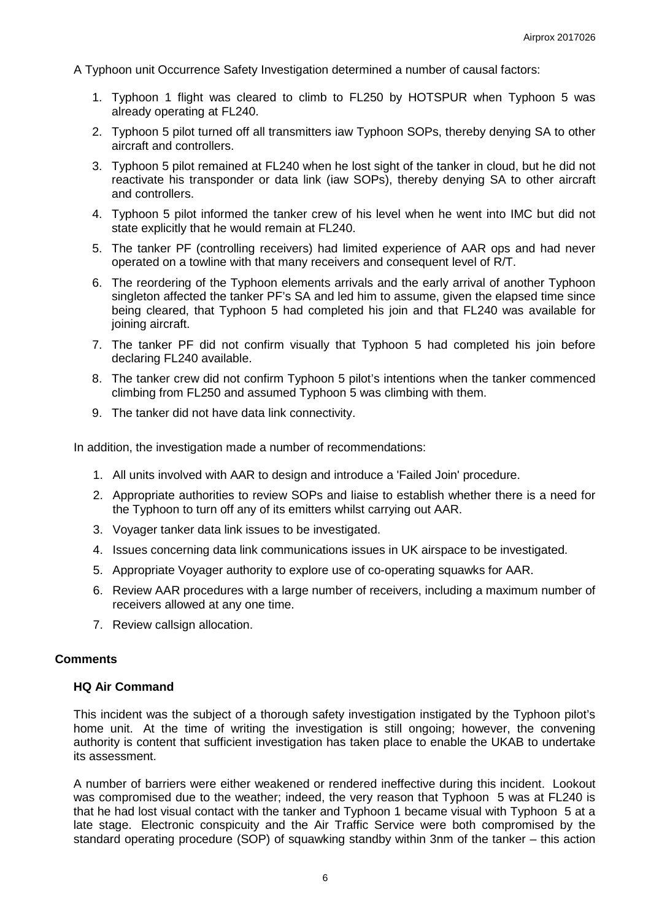A Typhoon unit Occurrence Safety Investigation determined a number of causal factors:

1. Typhoon 1 flight was cleared to climb to FL250 by HOTSPUR when Typhoon 5 was already operating at FL240.
2. Typhoon 5 pilot turned off all transmitters iaw Typhoon SOPs, thereby denying SA to other aircraft and controllers.
3. Typhoon 5 pilot remained at FL240 when he lost sight of the tanker in cloud, but he did not reactivate his transponder or data link (iaw SOPs), thereby denying SA to other aircraft and controllers.
4. Typhoon 5 pilot informed the tanker crew of his level when he went into IMC but did not state explicitly that he would remain at FL240.
5. The tanker PF (controlling receivers) had limited experience of AAR ops and had never operated on a towline with that many receivers and consequent level of R/T.
6. The reordering of the Typhoon elements arrivals and the early arrival of another Typhoon singleton affected the tanker PF's SA and led him to assume, given the elapsed time since being cleared, that Typhoon 5 had completed his join and that FL240 was available for joining aircraft.
7. The tanker PF did not confirm visually that Typhoon 5 had completed his join before declaring FL240 available.
8. The tanker crew did not confirm Typhoon 5 pilot's intentions when the tanker commenced climbing from FL250 and assumed Typhoon 5 was climbing with them.
9. The tanker did not have data link connectivity.

In addition, the investigation made a number of recommendations:

1. All units involved with AAR to design and introduce a 'Failed Join' procedure.
2. Appropriate authorities to review SOPs and liaise to establish whether there is a need for the Typhoon to turn off any of its emitters whilst carrying out AAR.
3. Voyager tanker data link issues to be investigated.
4. Issues concerning data link communications issues in UK airspace to be investigated.
5. Appropriate Voyager authority to explore use of co-operating squawks for AAR.
6. Review AAR procedures with a large number of receivers, including a maximum number of receivers allowed at any one time.
7. Review callsign allocation.

## Comments

### HQ Air Command

This incident was the subject of a thorough safety investigation instigated by the Typhoon pilot's home unit. At the time of writing the investigation is still ongoing; however, the convening authority is content that sufficient investigation has taken place to enable the UKAB to undertake its assessment.

A number of barriers were either weakened or rendered ineffective during this incident. Lookout was compromised due to the weather; indeed, the very reason that Typhoon 5 was at FL240 is that he had lost visual contact with the tanker and Typhoon 1 became visual with Typhoon 5 at a late stage. Electronic conspicuity and the Air Traffic Service were both compromised by the standard operating procedure (SOP) of squawking standby within 3nm of the tanker – this action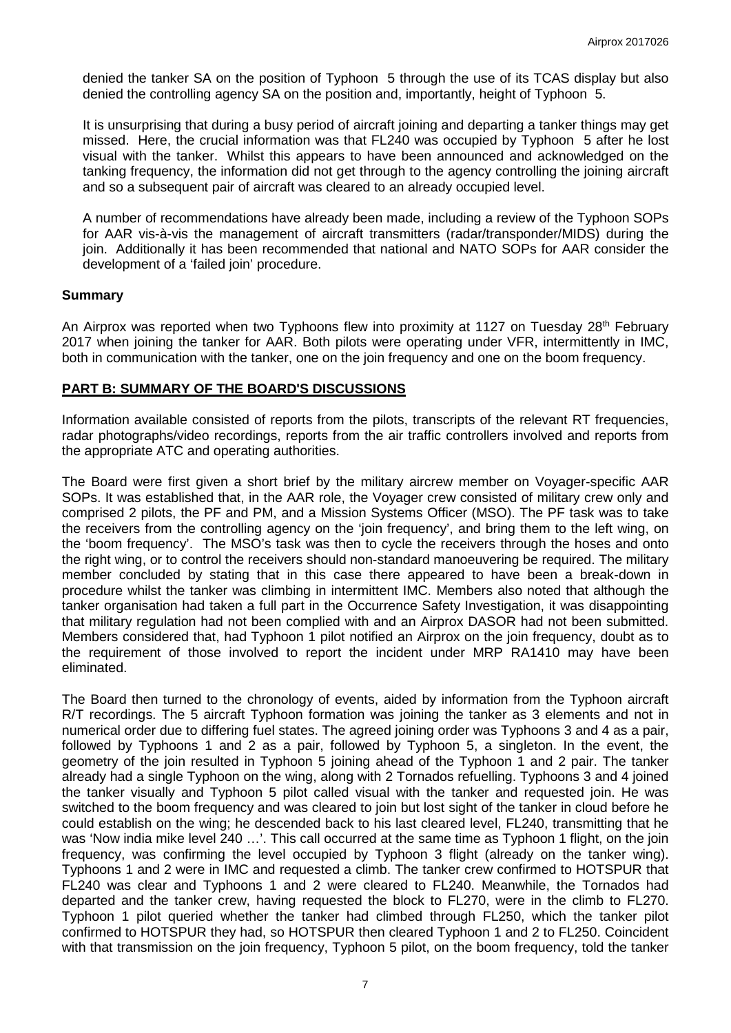denied the tanker SA on the position of Typhoon 5 through the use of its TCAS display but also denied the controlling agency SA on the position and, importantly, height of Typhoon 5.

It is unsurprising that during a busy period of aircraft joining and departing a tanker things may get missed. Here, the crucial information was that FL240 was occupied by Typhoon 5 after he lost visual with the tanker. Whilst this appears to have been announced and acknowledged on the tanking frequency, the information did not get through to the agency controlling the joining aircraft and so a subsequent pair of aircraft was cleared to an already occupied level.

A number of recommendations have already been made, including a review of the Typhoon SOPs for AAR vis-à-vis the management of aircraft transmitters (radar/transponder/MIDS) during the join. Additionally it has been recommended that national and NATO SOPs for AAR consider the development of a 'failed join' procedure.

### Summary

An Airprox was reported when two Typhoons flew into proximity at 1127 on Tuesday 28th February 2017 when joining the tanker for AAR. Both pilots were operating under VFR, intermittently in IMC, both in communication with the tanker, one on the join frequency and one on the boom frequency.

## PART B: SUMMARY OF THE BOARD'S DISCUSSIONS

Information available consisted of reports from the pilots, transcripts of the relevant RT frequencies, radar photographs/video recordings, reports from the air traffic controllers involved and reports from the appropriate ATC and operating authorities.

The Board were first given a short brief by the military aircrew member on Voyager-specific AAR SOPs. It was established that, in the AAR role, the Voyager crew consisted of military crew only and comprised 2 pilots, the PF and PM, and a Mission Systems Officer (MSO). The PF task was to take the receivers from the controlling agency on the 'join frequency', and bring them to the left wing, on the 'boom frequency'. The MSO's task was then to cycle the receivers through the hoses and onto the right wing, or to control the receivers should non-standard manoeuvering be required. The military member concluded by stating that in this case there appeared to have been a break-down in procedure whilst the tanker was climbing in intermittent IMC. Members also noted that although the tanker organisation had taken a full part in the Occurrence Safety Investigation, it was disappointing that military regulation had not been complied with and an Airprox DASOR had not been submitted. Members considered that, had Typhoon 1 pilot notified an Airprox on the join frequency, doubt as to the requirement of those involved to report the incident under MRP RA1410 may have been eliminated.

The Board then turned to the chronology of events, aided by information from the Typhoon aircraft R/T recordings. The 5 aircraft Typhoon formation was joining the tanker as 3 elements and not in numerical order due to differing fuel states. The agreed joining order was Typhoons 3 and 4 as a pair, followed by Typhoons 1 and 2 as a pair, followed by Typhoon 5, a singleton. In the event, the geometry of the join resulted in Typhoon 5 joining ahead of the Typhoon 1 and 2 pair. The tanker already had a single Typhoon on the wing, along with 2 Tornados refuelling. Typhoons 3 and 4 joined the tanker visually and Typhoon 5 pilot called visual with the tanker and requested join. He was switched to the boom frequency and was cleared to join but lost sight of the tanker in cloud before he could establish on the wing; he descended back to his last cleared level, FL240, transmitting that he was 'Now india mike level 240 …'. This call occurred at the same time as Typhoon 1 flight, on the join frequency, was confirming the level occupied by Typhoon 3 flight (already on the tanker wing). Typhoons 1 and 2 were in IMC and requested a climb. The tanker crew confirmed to HOTSPUR that FL240 was clear and Typhoons 1 and 2 were cleared to FL240. Meanwhile, the Tornados had departed and the tanker crew, having requested the block to FL270, were in the climb to FL270. Typhoon 1 pilot queried whether the tanker had climbed through FL250, which the tanker pilot confirmed to HOTSPUR they had, so HOTSPUR then cleared Typhoon 1 and 2 to FL250. Coincident with that transmission on the join frequency, Typhoon 5 pilot, on the boom frequency, told the tanker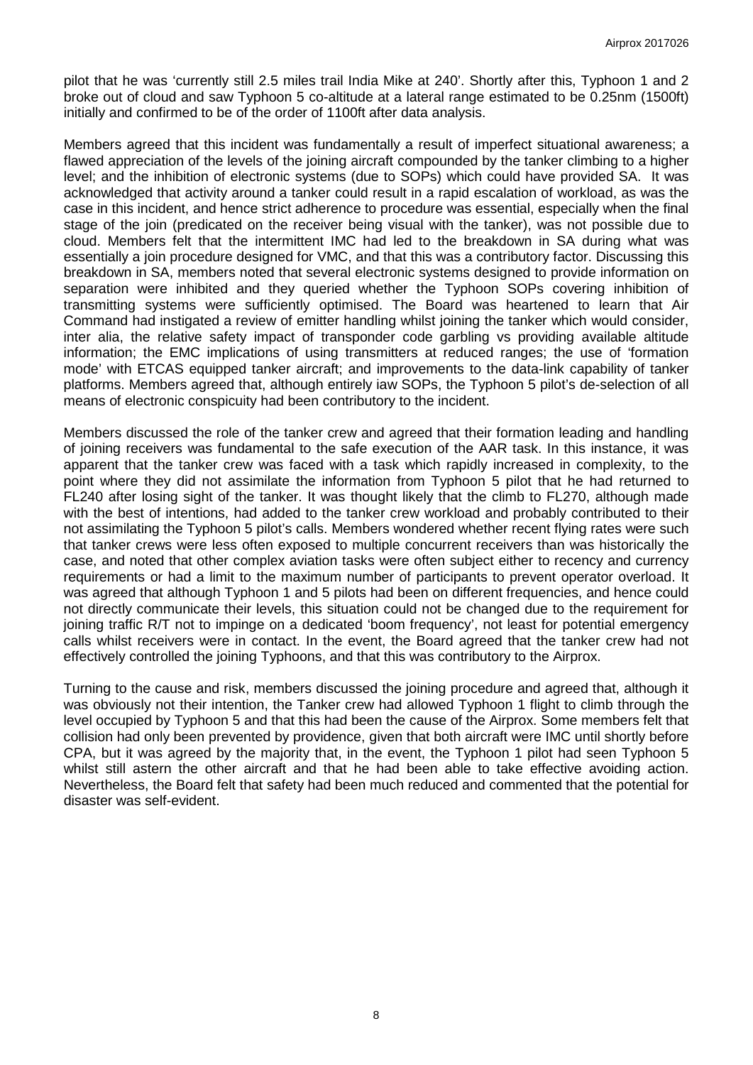pilot that he was 'currently still 2.5 miles trail India Mike at 240'. Shortly after this, Typhoon 1 and 2 broke out of cloud and saw Typhoon 5 co-altitude at a lateral range estimated to be 0.25nm (1500ft) initially and confirmed to be of the order of 1100ft after data analysis.

Members agreed that this incident was fundamentally a result of imperfect situational awareness; a flawed appreciation of the levels of the joining aircraft compounded by the tanker climbing to a higher level; and the inhibition of electronic systems (due to SOPs) which could have provided SA. It was acknowledged that activity around a tanker could result in a rapid escalation of workload, as was the case in this incident, and hence strict adherence to procedure was essential, especially when the final stage of the join (predicated on the receiver being visual with the tanker), was not possible due to cloud. Members felt that the intermittent IMC had led to the breakdown in SA during what was essentially a join procedure designed for VMC, and that this was a contributory factor. Discussing this breakdown in SA, members noted that several electronic systems designed to provide information on separation were inhibited and they queried whether the Typhoon SOPs covering inhibition of transmitting systems were sufficiently optimised. The Board was heartened to learn that Air Command had instigated a review of emitter handling whilst joining the tanker which would consider, inter alia, the relative safety impact of transponder code garbling vs providing available altitude information; the EMC implications of using transmitters at reduced ranges; the use of 'formation mode' with ETCAS equipped tanker aircraft; and improvements to the data-link capability of tanker platforms. Members agreed that, although entirely iaw SOPs, the Typhoon 5 pilot's de-selection of all means of electronic conspicuity had been contributory to the incident.

Members discussed the role of the tanker crew and agreed that their formation leading and handling of joining receivers was fundamental to the safe execution of the AAR task. In this instance, it was apparent that the tanker crew was faced with a task which rapidly increased in complexity, to the point where they did not assimilate the information from Typhoon 5 pilot that he had returned to FL240 after losing sight of the tanker. It was thought likely that the climb to FL270, although made with the best of intentions, had added to the tanker crew workload and probably contributed to their not assimilating the Typhoon 5 pilot's calls. Members wondered whether recent flying rates were such that tanker crews were less often exposed to multiple concurrent receivers than was historically the case, and noted that other complex aviation tasks were often subject either to recency and currency requirements or had a limit to the maximum number of participants to prevent operator overload. It was agreed that although Typhoon 1 and 5 pilots had been on different frequencies, and hence could not directly communicate their levels, this situation could not be changed due to the requirement for joining traffic R/T not to impinge on a dedicated 'boom frequency', not least for potential emergency calls whilst receivers were in contact. In the event, the Board agreed that the tanker crew had not effectively controlled the joining Typhoons, and that this was contributory to the Airprox.

Turning to the cause and risk, members discussed the joining procedure and agreed that, although it was obviously not their intention, the Tanker crew had allowed Typhoon 1 flight to climb through the level occupied by Typhoon 5 and that this had been the cause of the Airprox. Some members felt that collision had only been prevented by providence, given that both aircraft were IMC until shortly before CPA, but it was agreed by the majority that, in the event, the Typhoon 1 pilot had seen Typhoon 5 whilst still astern the other aircraft and that he had been able to take effective avoiding action. Nevertheless, the Board felt that safety had been much reduced and commented that the potential for disaster was self-evident.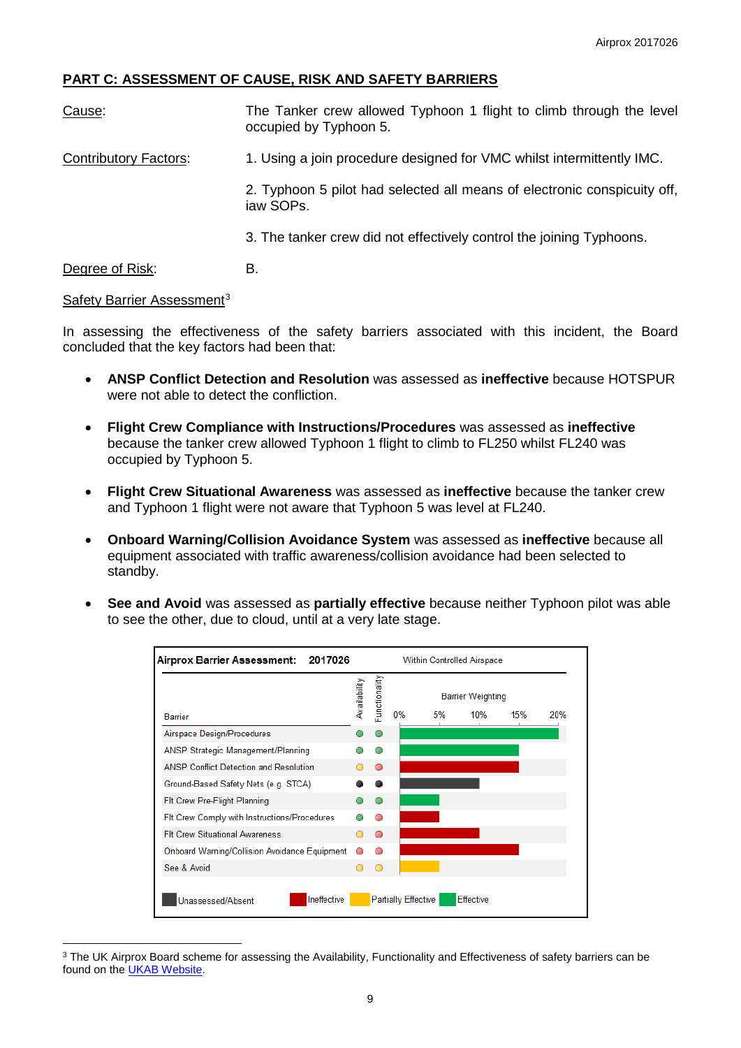## PART C: ASSESSMENT OF CAUSE, RISK AND SAFETY BARRIERS

Cause: The Tanker crew allowed Typhoon 1 flight to climb through the level occupied by Typhoon 5.

Contributory Factors:

1. Using a join procedure designed for VMC whilst intermittently IMC.

2. Typhoon 5 pilot had selected all means of electronic conspicuity off, iaw SOPs.

3. The tanker crew did not effectively control the joining Typhoons.

Degree of Risk: B.

Safety Barrier Assessment[3]

In assessing the effectiveness of the safety barriers associated with this incident, the Board concluded that the key factors had been that:

- **ANSP Conflict Detection and Resolution** was assessed as **ineffective** because HOTSPUR were not able to detect the confliction.

- **Flight Crew Compliance with Instructions/Procedures** was assessed as **ineffective** because the tanker crew allowed Typhoon 1 flight to climb to FL250 whilst FL240 was occupied by Typhoon 5.

- **Flight Crew Situational Awareness** was assessed as **ineffective** because the tanker crew and Typhoon 1 flight were not aware that Typhoon 5 was level at FL240.

- **Onboard Warning/Collision Avoidance System** was assessed as **ineffective** because all equipment associated with traffic awareness/collision avoidance had been selected to standby.

- **See and Avoid** was assessed as **partially effective** because neither Typhoon pilot was able to see the other, due to cloud, until at a very late stage.

Airprox Barrier Assessment: 2017026

Within Controlled Airspace

Barrier

Availability

Functionality

Barrier Weighting

0% 5% 10% 15% 20%

Airspace Design/Procedures

ANSP Strategic Management/Planning

ANSP Conflict Detection and Resolution

Ground-Based Safety Nets (e.g. STCA)

Flt Crew Pre-Flight Planning

Flt Crew Comply with Instructions/Procedures

Flt Crew Situational Awareness

Onboard Warning/Collision Avoidance Equipment

See & Avoid

Unassessed/Absent Ineffective Partially Effective Effective

[3] The UK Airprox Board scheme for assessing the Availability, Functionality and Effectiveness of safety barriers can be found on the UKAB Website.